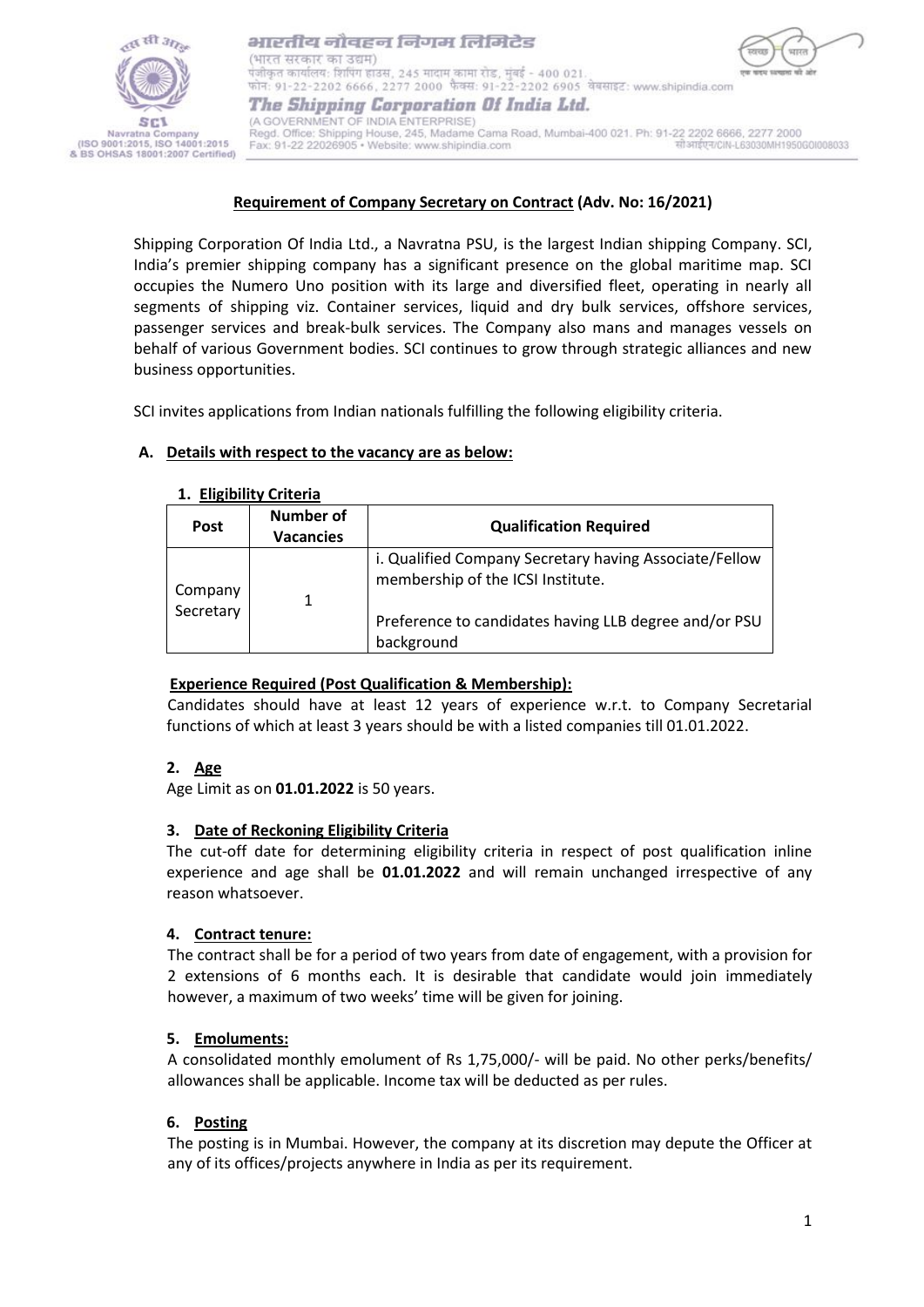भारतीय नौवहन निगम लिमिटेड
(भारत सरकार का उद्यम)
पंजीकृत कार्यालय: शिपिंग हाउस, 245 मादाम कामा रोड, मुंबई - 400 021.
फोन: 91-22-2202 6666, 2277 2000 फैक्स: 91-22-2202 6905 वेबसाइट: www.shipindia.com

**The Shipping Corporation Of India Ltd.**
(A GOVERNMENT OF INDIA ENTERPRISE)
Regd. Office: Shipping House, 245, Madame Cama Road, Mumbai-400 021. Ph: 91-22 2202 6666, 2277 2000
Fax: 91-22 22026905 • Website: www.shipindia.com
सीआईएन/CIN-L63030MH1950GOI008033

SCI Navratna Company (ISO 9001:2015, ISO 14001:2015 & BS OHSAS 18001:2007 Certified)

## Requirement of Company Secretary on Contract (Adv. No: 16/2021)

Shipping Corporation Of India Ltd., a Navratna PSU, is the largest Indian shipping Company. SCI, India's premier shipping company has a significant presence on the global maritime map. SCI occupies the Numero Uno position with its large and diversified fleet, operating in nearly all segments of shipping viz. Container services, liquid and dry bulk services, offshore services, passenger services and break-bulk services. The Company also mans and manages vessels on behalf of various Government bodies. SCI continues to grow through strategic alliances and new business opportunities.

SCI invites applications from Indian nationals fulfilling the following eligibility criteria.

### A. Details with respect to the vacancy are as below:

#### 1. Eligibility Criteria

| Post | Number of Vacancies | Qualification Required |
|---|---|---|
| Company Secretary | 1 | i. Qualified Company Secretary having Associate/Fellow membership of the ICSI Institute.<br><br>Preference to candidates having LLB degree and/or PSU background |

**Experience Required (Post Qualification & Membership):**

Candidates should have at least 12 years of experience w.r.t. to Company Secretarial functions of which at least 3 years should be with a listed companies till 01.01.2022.

#### 2. Age

Age Limit as on **01.01.2022** is 50 years.

#### 3. Date of Reckoning Eligibility Criteria

The cut-off date for determining eligibility criteria in respect of post qualification inline experience and age shall be **01.01.2022** and will remain unchanged irrespective of any reason whatsoever.

#### 4. Contract tenure:

The contract shall be for a period of two years from date of engagement, with a provision for 2 extensions of 6 months each. It is desirable that candidate would join immediately however, a maximum of two weeks' time will be given for joining.

#### 5. Emoluments:

A consolidated monthly emolument of Rs 1,75,000/- will be paid. No other perks/benefits/ allowances shall be applicable. Income tax will be deducted as per rules.

#### 6. Posting

The posting is in Mumbai. However, the company at its discretion may depute the Officer at any of its offices/projects anywhere in India as per its requirement.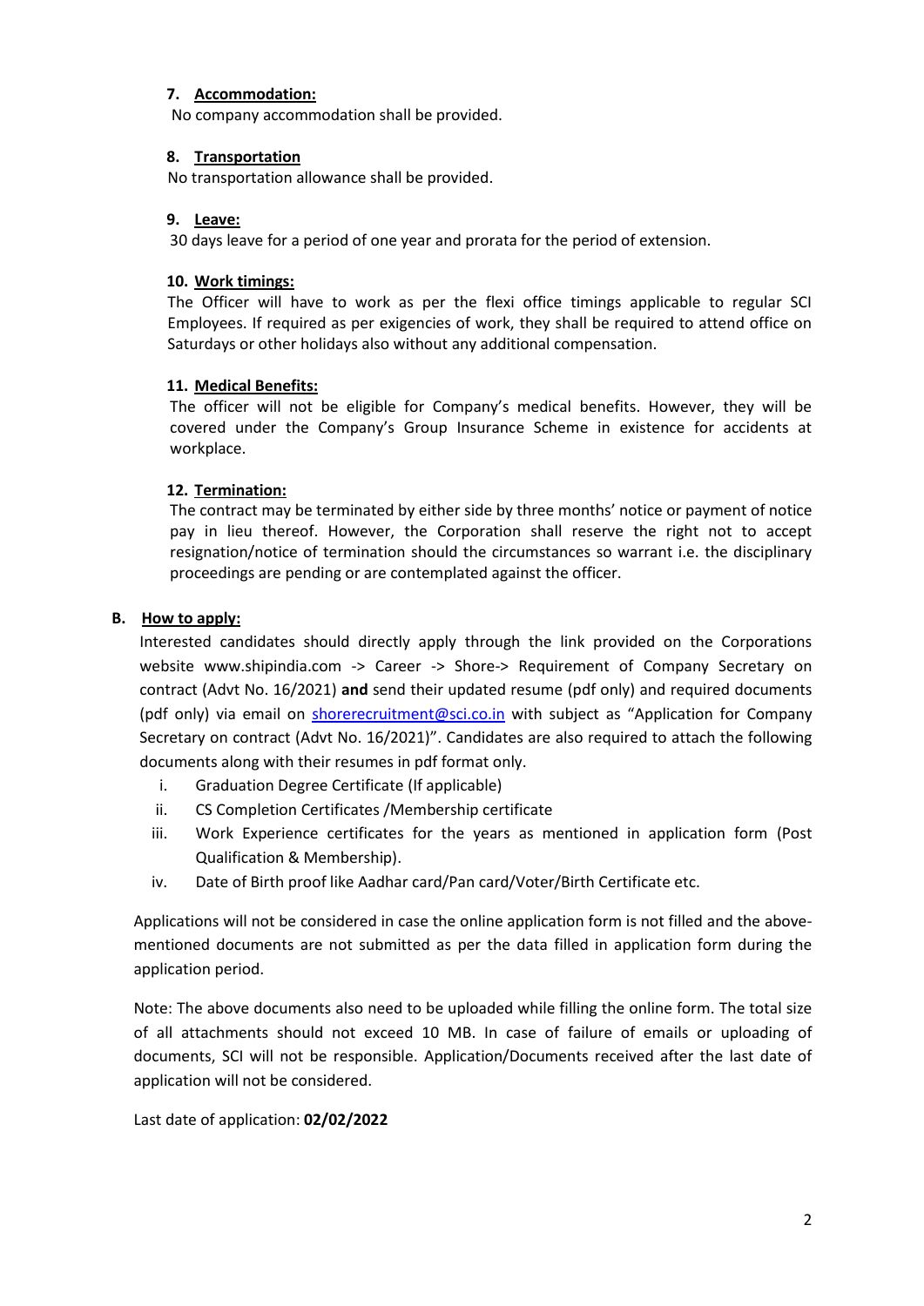7. **Accommodation:**

No company accommodation shall be provided.

8. **Transportation**

No transportation allowance shall be provided.

9. **Leave:**

30 days leave for a period of one year and prorata for the period of extension.

10. **Work timings:**

The Officer will have to work as per the flexi office timings applicable to regular SCI Employees. If required as per exigencies of work, they shall be required to attend office on Saturdays or other holidays also without any additional compensation.

11. **Medical Benefits:**

The officer will not be eligible for Company's medical benefits. However, they will be covered under the Company's Group Insurance Scheme in existence for accidents at workplace.

12. **Termination:**

The contract may be terminated by either side by three months' notice or payment of notice pay in lieu thereof. However, the Corporation shall reserve the right not to accept resignation/notice of termination should the circumstances so warrant i.e. the disciplinary proceedings are pending or are contemplated against the officer.

## B. How to apply:

Interested candidates should directly apply through the link provided on the Corporations website www.shipindia.com -> Career -> Shore-> Requirement of Company Secretary on contract (Advt No. 16/2021) **and** send their updated resume (pdf only) and required documents (pdf only) via email on shorerecruitment@sci.co.in with subject as "Application for Company Secretary on contract (Advt No. 16/2021)". Candidates are also required to attach the following documents along with their resumes in pdf format only.

i. Graduation Degree Certificate (If applicable)
ii. CS Completion Certificates /Membership certificate
iii. Work Experience certificates for the years as mentioned in application form (Post Qualification & Membership).
iv. Date of Birth proof like Aadhar card/Pan card/Voter/Birth Certificate etc.

Applications will not be considered in case the online application form is not filled and the above-mentioned documents are not submitted as per the data filled in application form during the application period.

Note: The above documents also need to be uploaded while filling the online form. The total size of all attachments should not exceed 10 MB. In case of failure of emails or uploading of documents, SCI will not be responsible. Application/Documents received after the last date of application will not be considered.

Last date of application: **02/02/2022**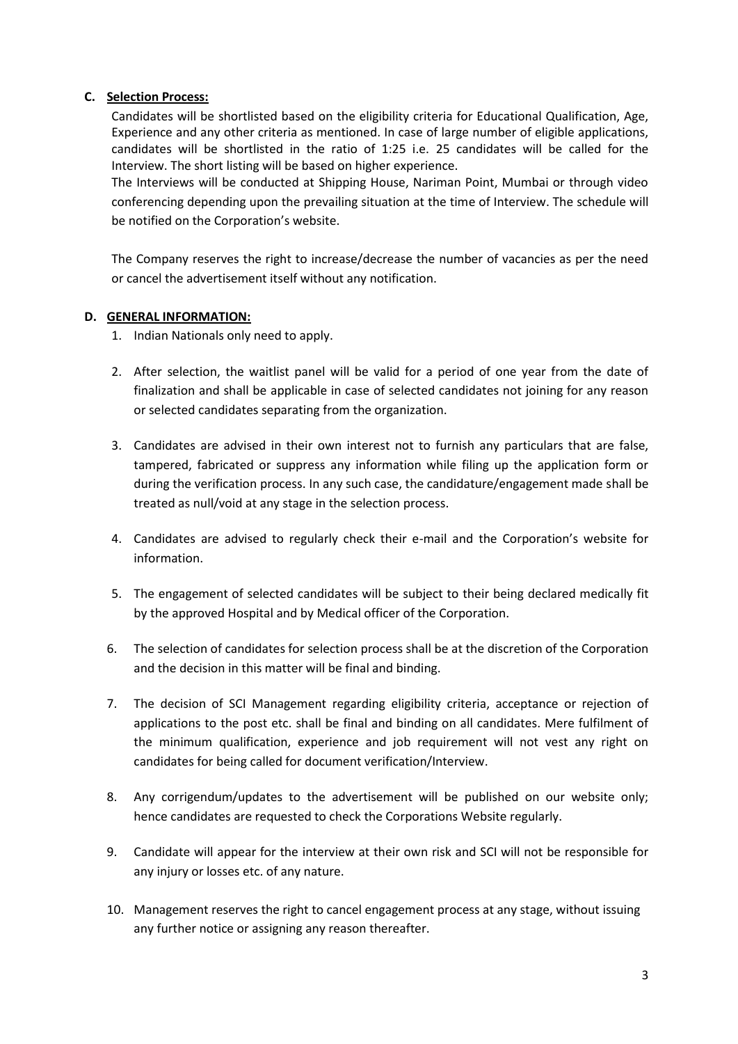### C. Selection Process:

Candidates will be shortlisted based on the eligibility criteria for Educational Qualification, Age, Experience and any other criteria as mentioned. In case of large number of eligible applications, candidates will be shortlisted in the ratio of 1:25 i.e. 25 candidates will be called for the Interview. The short listing will be based on higher experience.

The Interviews will be conducted at Shipping House, Nariman Point, Mumbai or through video conferencing depending upon the prevailing situation at the time of Interview. The schedule will be notified on the Corporation's website.

The Company reserves the right to increase/decrease the number of vacancies as per the need or cancel the advertisement itself without any notification.

### D. GENERAL INFORMATION:

1. Indian Nationals only need to apply.
2. After selection, the waitlist panel will be valid for a period of one year from the date of finalization and shall be applicable in case of selected candidates not joining for any reason or selected candidates separating from the organization.
3. Candidates are advised in their own interest not to furnish any particulars that are false, tampered, fabricated or suppress any information while filing up the application form or during the verification process. In any such case, the candidature/engagement made shall be treated as null/void at any stage in the selection process.
4. Candidates are advised to regularly check their e-mail and the Corporation's website for information.
5. The engagement of selected candidates will be subject to their being declared medically fit by the approved Hospital and by Medical officer of the Corporation.
6. The selection of candidates for selection process shall be at the discretion of the Corporation and the decision in this matter will be final and binding.
7. The decision of SCI Management regarding eligibility criteria, acceptance or rejection of applications to the post etc. shall be final and binding on all candidates. Mere fulfilment of the minimum qualification, experience and job requirement will not vest any right on candidates for being called for document verification/Interview.
8. Any corrigendum/updates to the advertisement will be published on our website only; hence candidates are requested to check the Corporations Website regularly.
9. Candidate will appear for the interview at their own risk and SCI will not be responsible for any injury or losses etc. of any nature.
10. Management reserves the right to cancel engagement process at any stage, without issuing any further notice or assigning any reason thereafter.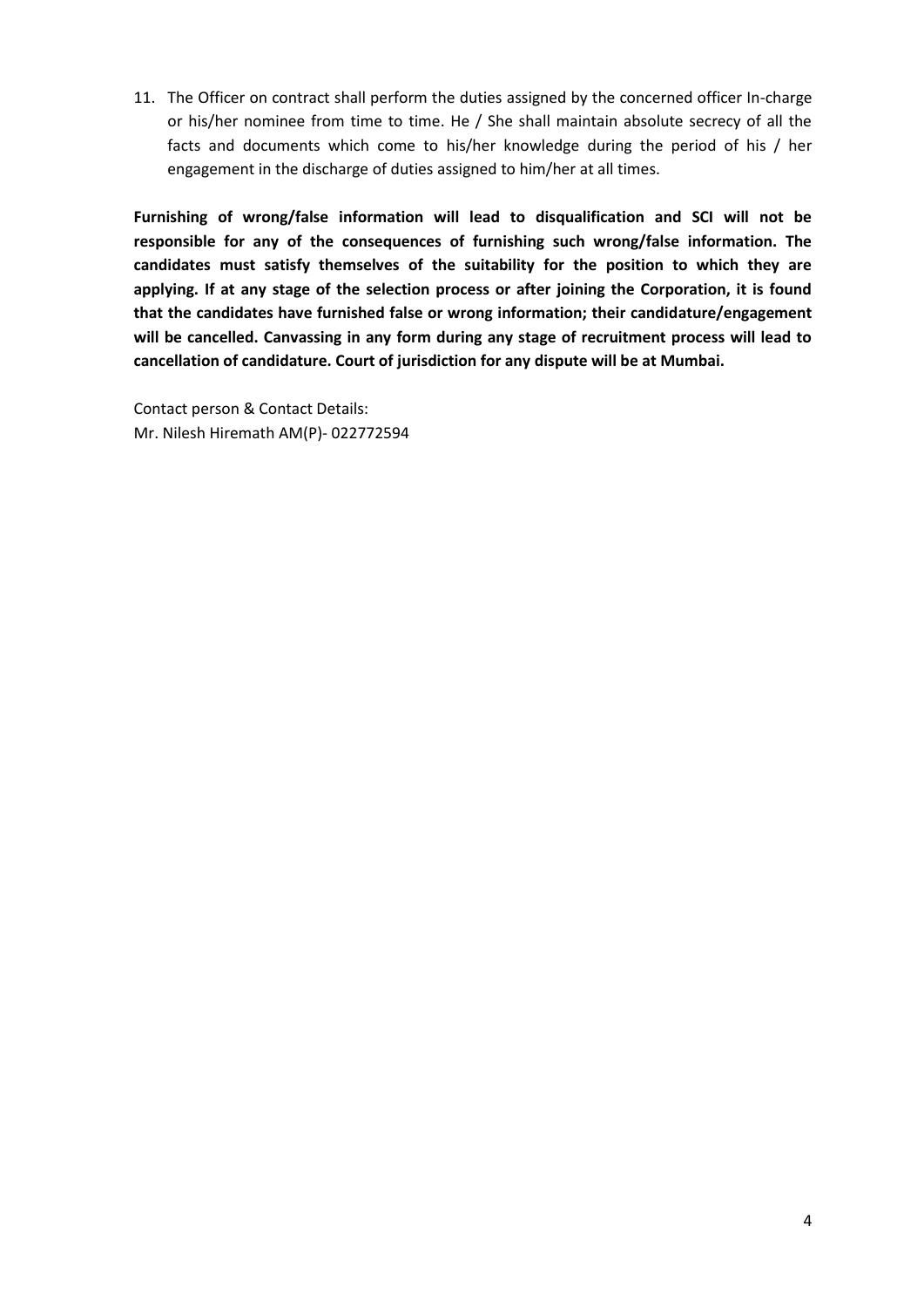11. The Officer on contract shall perform the duties assigned by the concerned officer In-charge or his/her nominee from time to time. He / She shall maintain absolute secrecy of all the facts and documents which come to his/her knowledge during the period of his / her engagement in the discharge of duties assigned to him/her at all times.

**Furnishing of wrong/false information will lead to disqualification and SCI will not be responsible for any of the consequences of furnishing such wrong/false information. The candidates must satisfy themselves of the suitability for the position to which they are applying. If at any stage of the selection process or after joining the Corporation, it is found that the candidates have furnished false or wrong information; their candidature/engagement will be cancelled. Canvassing in any form during any stage of recruitment process will lead to cancellation of candidature. Court of jurisdiction for any dispute will be at Mumbai.**

Contact person & Contact Details:
Mr. Nilesh Hiremath AM(P)- 022772594